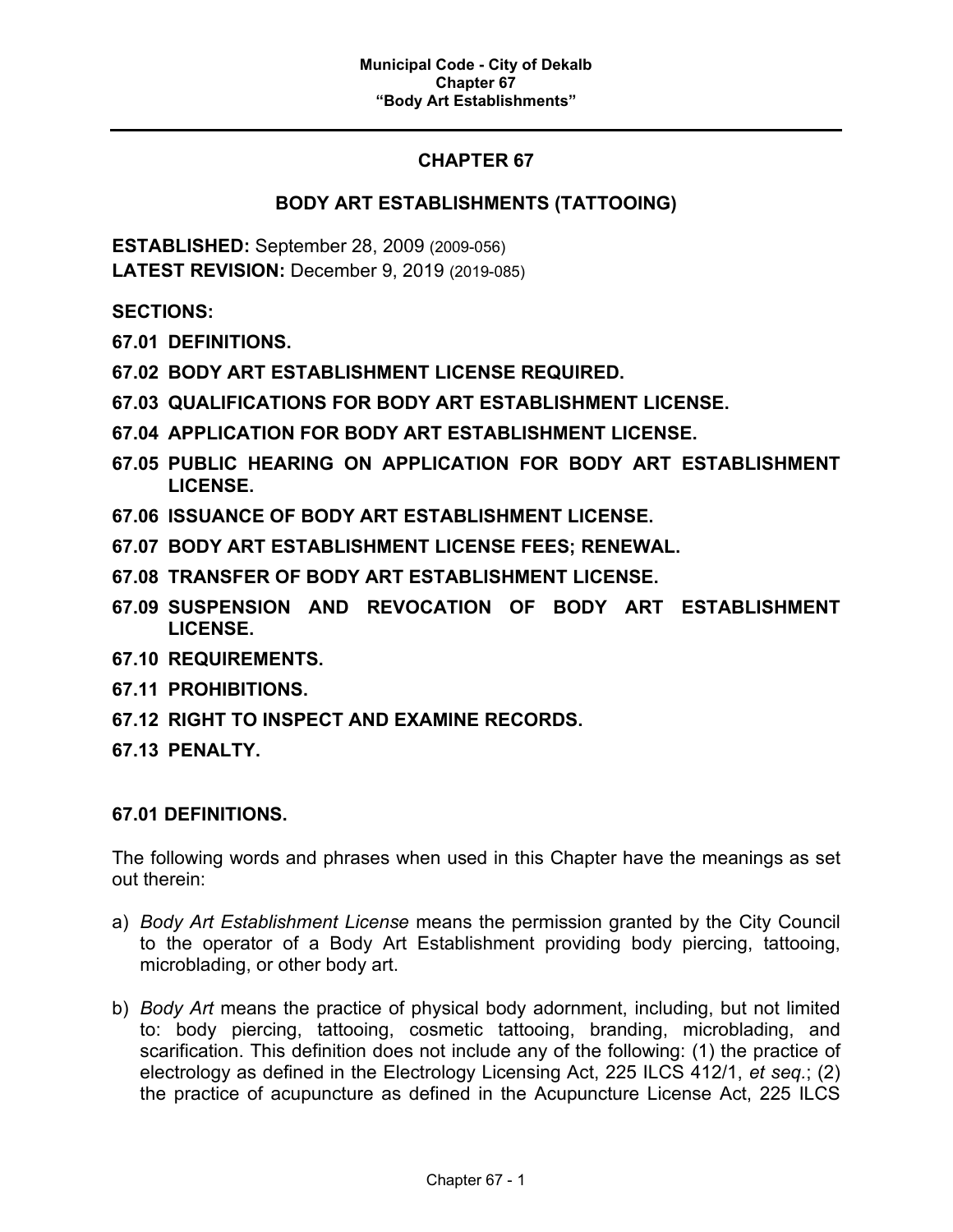# CHAPTER 67

## BODY ART ESTABLISHMENTS (TATTOOING)

**ESTABLISHED:** September 28, 2009 (2009-056)
**LATEST REVISION:** December 9, 2019 (2019-085)

**SECTIONS:**

**67.01 DEFINITIONS.**

**67.02 BODY ART ESTABLISHMENT LICENSE REQUIRED.**

**67.03 QUALIFICATIONS FOR BODY ART ESTABLISHMENT LICENSE.**

**67.04 APPLICATION FOR BODY ART ESTABLISHMENT LICENSE.**

**67.05 PUBLIC HEARING ON APPLICATION FOR BODY ART ESTABLISHMENT LICENSE.**

**67.06 ISSUANCE OF BODY ART ESTABLISHMENT LICENSE.**

**67.07 BODY ART ESTABLISHMENT LICENSE FEES; RENEWAL.**

**67.08 TRANSFER OF BODY ART ESTABLISHMENT LICENSE.**

**67.09 SUSPENSION AND REVOCATION OF BODY ART ESTABLISHMENT LICENSE.**

**67.10 REQUIREMENTS.**

**67.11 PROHIBITIONS.**

**67.12 RIGHT TO INSPECT AND EXAMINE RECORDS.**

**67.13 PENALTY.**

### 67.01 DEFINITIONS.

The following words and phrases when used in this Chapter have the meanings as set out therein:

a) *Body Art Establishment License* means the permission granted by the City Council to the operator of a Body Art Establishment providing body piercing, tattooing, microblading, or other body art.

b) *Body Art* means the practice of physical body adornment, including, but not limited to: body piercing, tattooing, cosmetic tattooing, branding, microblading, and scarification. This definition does not include any of the following: (1) the practice of electrology as defined in the Electrology Licensing Act, 225 ILCS 412/1, *et seq.*; (2) the practice of acupuncture as defined in the Acupuncture License Act, 225 ILCS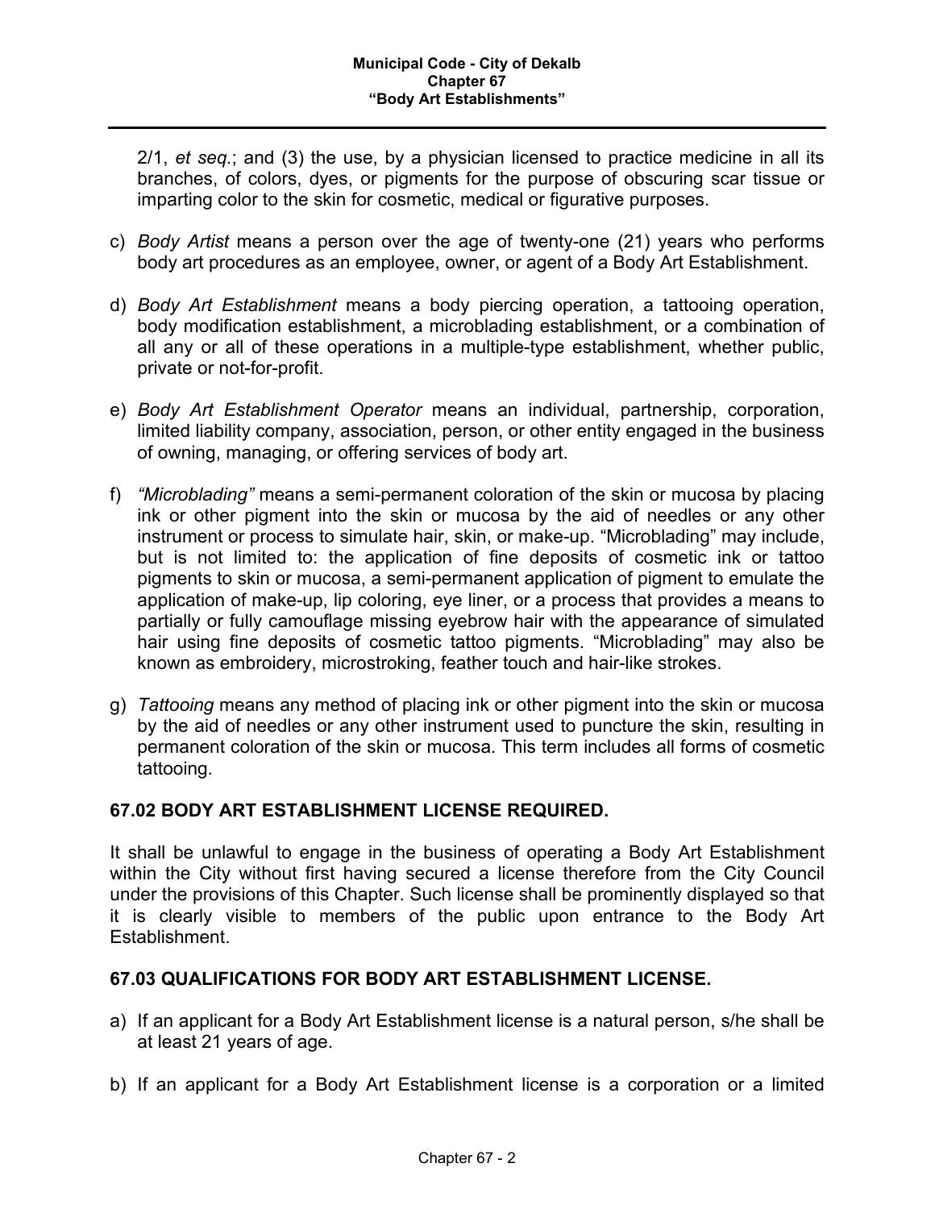2/1, *et seq.*; and (3) the use, by a physician licensed to practice medicine in all its branches, of colors, dyes, or pigments for the purpose of obscuring scar tissue or imparting color to the skin for cosmetic, medical or figurative purposes.

c) *Body Artist* means a person over the age of twenty-one (21) years who performs body art procedures as an employee, owner, or agent of a Body Art Establishment.

d) *Body Art Establishment* means a body piercing operation, a tattooing operation, body modification establishment, a microblading establishment, or a combination of all any or all of these operations in a multiple-type establishment, whether public, private or not-for-profit.

e) *Body Art Establishment Operator* means an individual, partnership, corporation, limited liability company, association, person, or other entity engaged in the business of owning, managing, or offering services of body art.

f) *"Microblading"* means a semi-permanent coloration of the skin or mucosa by placing ink or other pigment into the skin or mucosa by the aid of needles or any other instrument or process to simulate hair, skin, or make-up. "Microblading" may include, but is not limited to: the application of fine deposits of cosmetic ink or tattoo pigments to skin or mucosa, a semi-permanent application of pigment to emulate the application of make-up, lip coloring, eye liner, or a process that provides a means to partially or fully camouflage missing eyebrow hair with the appearance of simulated hair using fine deposits of cosmetic tattoo pigments. "Microblading" may also be known as embroidery, microstroking, feather touch and hair-like strokes.

g) *Tattooing* means any method of placing ink or other pigment into the skin or mucosa by the aid of needles or any other instrument used to puncture the skin, resulting in permanent coloration of the skin or mucosa. This term includes all forms of cosmetic tattooing.

## 67.02 BODY ART ESTABLISHMENT LICENSE REQUIRED.

It shall be unlawful to engage in the business of operating a Body Art Establishment within the City without first having secured a license therefore from the City Council under the provisions of this Chapter. Such license shall be prominently displayed so that it is clearly visible to members of the public upon entrance to the Body Art Establishment.

## 67.03 QUALIFICATIONS FOR BODY ART ESTABLISHMENT LICENSE.

a) If an applicant for a Body Art Establishment license is a natural person, s/he shall be at least 21 years of age.

b) If an applicant for a Body Art Establishment license is a corporation or a limited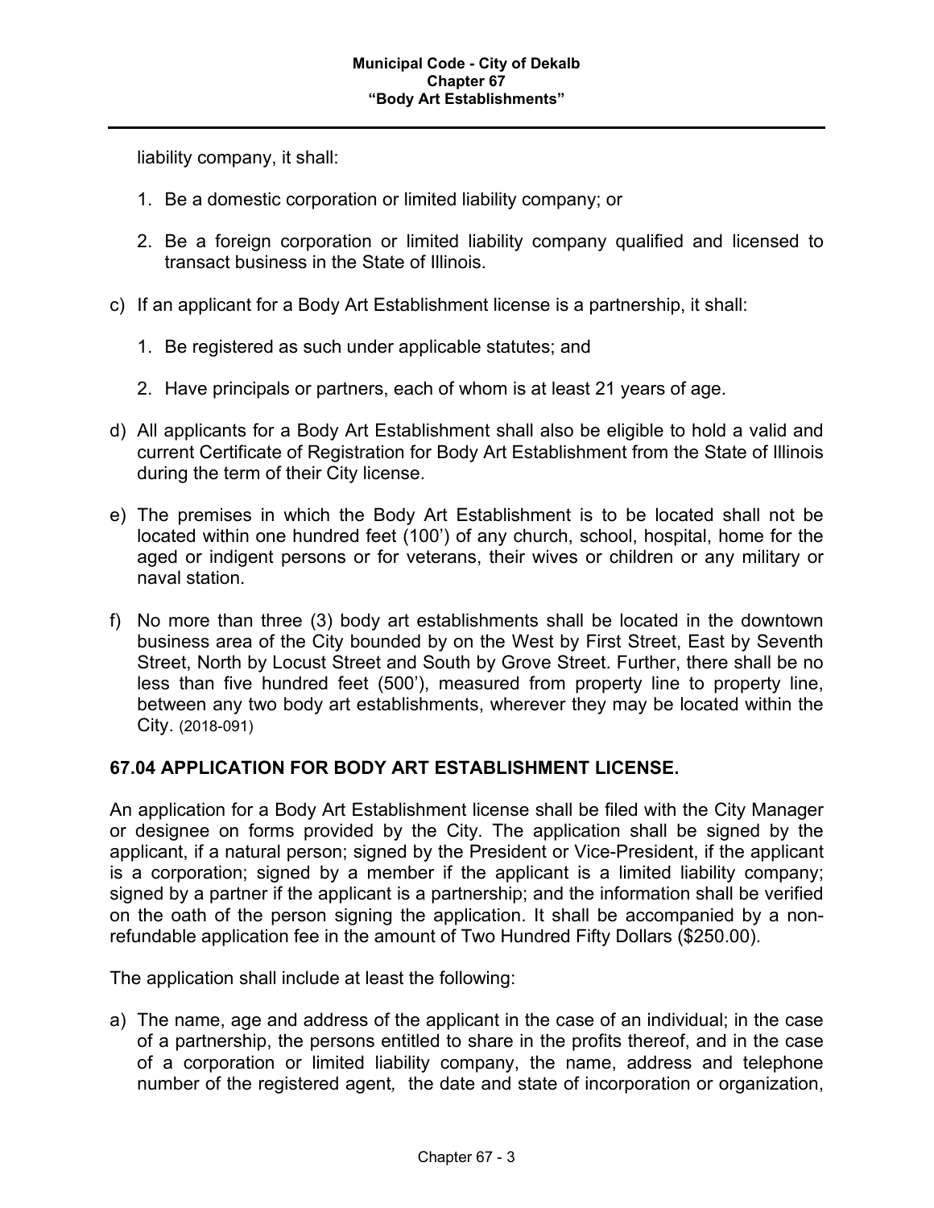liability company, it shall:

1. Be a domestic corporation or limited liability company; or

2. Be a foreign corporation or limited liability company qualified and licensed to transact business in the State of Illinois.

c) If an applicant for a Body Art Establishment license is a partnership, it shall:

1. Be registered as such under applicable statutes; and

2. Have principals or partners, each of whom is at least 21 years of age.

d) All applicants for a Body Art Establishment shall also be eligible to hold a valid and current Certificate of Registration for Body Art Establishment from the State of Illinois during the term of their City license.

e) The premises in which the Body Art Establishment is to be located shall not be located within one hundred feet (100') of any church, school, hospital, home for the aged or indigent persons or for veterans, their wives or children or any military or naval station.

f) No more than three (3) body art establishments shall be located in the downtown business area of the City bounded by on the West by First Street, East by Seventh Street, North by Locust Street and South by Grove Street. Further, there shall be no less than five hundred feet (500'), measured from property line to property line, between any two body art establishments, wherever they may be located within the City. (2018-091)

## 67.04 APPLICATION FOR BODY ART ESTABLISHMENT LICENSE.

An application for a Body Art Establishment license shall be filed with the City Manager or designee on forms provided by the City. The application shall be signed by the applicant, if a natural person; signed by the President or Vice-President, if the applicant is a corporation; signed by a member if the applicant is a limited liability company; signed by a partner if the applicant is a partnership; and the information shall be verified on the oath of the person signing the application. It shall be accompanied by a non-refundable application fee in the amount of Two Hundred Fifty Dollars ($250.00).

The application shall include at least the following:

a) The name, age and address of the applicant in the case of an individual; in the case of a partnership, the persons entitled to share in the profits thereof, and in the case of a corporation or limited liability company, the name, address and telephone number of the registered agent, the date and state of incorporation or organization,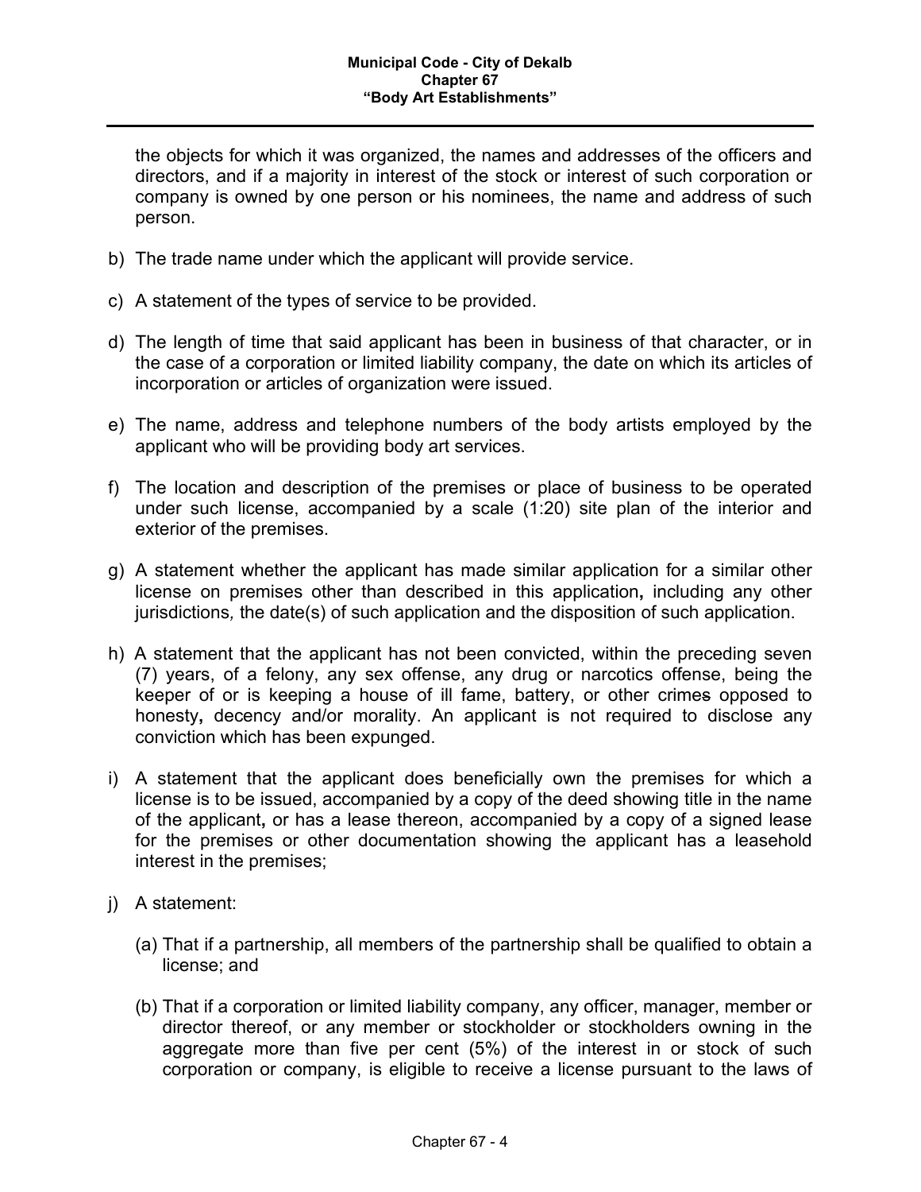the objects for which it was organized, the names and addresses of the officers and directors, and if a majority in interest of the stock or interest of such corporation or company is owned by one person or his nominees, the name and address of such person.

b) The trade name under which the applicant will provide service.

c) A statement of the types of service to be provided.

d) The length of time that said applicant has been in business of that character, or in the case of a corporation or limited liability company, the date on which its articles of incorporation or articles of organization were issued.

e) The name, address and telephone numbers of the body artists employed by the applicant who will be providing body art services.

f) The location and description of the premises or place of business to be operated under such license, accompanied by a scale (1:20) site plan of the interior and exterior of the premises.

g) A statement whether the applicant has made similar application for a similar other license on premises other than described in this application**,** including any other jurisdictions*,* the date(s) of such application and the disposition of such application.

h) A statement that the applicant has not been convicted, within the preceding seven (7) years, of a felony, any sex offense, any drug or narcotics offense, being the keeper of or is keeping a house of ill fame, battery, or other crimes opposed to honesty**,** decency and/or morality. An applicant is not required to disclose any conviction which has been expunged.

i) A statement that the applicant does beneficially own the premises for which a license is to be issued, accompanied by a copy of the deed showing title in the name of the applicant**,** or has a lease thereon, accompanied by a copy of a signed lease for the premises or other documentation showing the applicant has a leasehold interest in the premises;

j) A statement:

   (a) That if a partnership, all members of the partnership shall be qualified to obtain a license; and

   (b) That if a corporation or limited liability company, any officer, manager, member or director thereof, or any member or stockholder or stockholders owning in the aggregate more than five per cent (5%) of the interest in or stock of such corporation or company, is eligible to receive a license pursuant to the laws of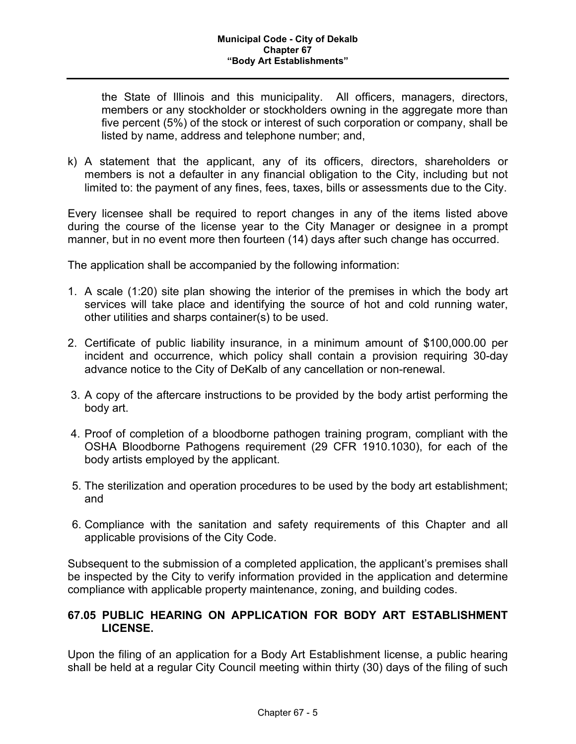the State of Illinois and this municipality. All officers, managers, directors, members or any stockholder or stockholders owning in the aggregate more than five percent (5%) of the stock or interest of such corporation or company, shall be listed by name, address and telephone number; and,

k) A statement that the applicant, any of its officers, directors, shareholders or members is not a defaulter in any financial obligation to the City, including but not limited to: the payment of any fines, fees, taxes, bills or assessments due to the City.

Every licensee shall be required to report changes in any of the items listed above during the course of the license year to the City Manager or designee in a prompt manner, but in no event more then fourteen (14) days after such change has occurred.

The application shall be accompanied by the following information:

1. A scale (1:20) site plan showing the interior of the premises in which the body art services will take place and identifying the source of hot and cold running water, other utilities and sharps container(s) to be used.

2. Certificate of public liability insurance, in a minimum amount of $100,000.00 per incident and occurrence, which policy shall contain a provision requiring 30-day advance notice to the City of DeKalb of any cancellation or non-renewal.

3. A copy of the aftercare instructions to be provided by the body artist performing the body art.

4. Proof of completion of a bloodborne pathogen training program, compliant with the OSHA Bloodborne Pathogens requirement (29 CFR 1910.1030), for each of the body artists employed by the applicant.

5. The sterilization and operation procedures to be used by the body art establishment; and

6. Compliance with the sanitation and safety requirements of this Chapter and all applicable provisions of the City Code.

Subsequent to the submission of a completed application, the applicant's premises shall be inspected by the City to verify information provided in the application and determine compliance with applicable property maintenance, zoning, and building codes.

### 67.05 PUBLIC HEARING ON APPLICATION FOR BODY ART ESTABLISHMENT LICENSE.

Upon the filing of an application for a Body Art Establishment license, a public hearing shall be held at a regular City Council meeting within thirty (30) days of the filing of such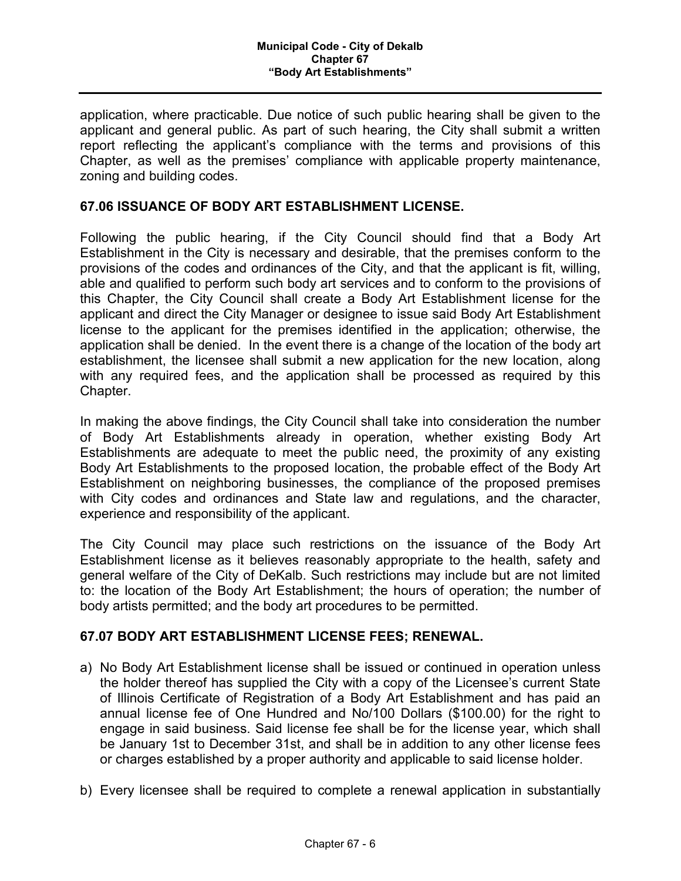application, where practicable. Due notice of such public hearing shall be given to the applicant and general public. As part of such hearing, the City shall submit a written report reflecting the applicant's compliance with the terms and provisions of this Chapter, as well as the premises' compliance with applicable property maintenance, zoning and building codes.

## 67.06 ISSUANCE OF BODY ART ESTABLISHMENT LICENSE.

Following the public hearing, if the City Council should find that a Body Art Establishment in the City is necessary and desirable, that the premises conform to the provisions of the codes and ordinances of the City, and that the applicant is fit, willing, able and qualified to perform such body art services and to conform to the provisions of this Chapter, the City Council shall create a Body Art Establishment license for the applicant and direct the City Manager or designee to issue said Body Art Establishment license to the applicant for the premises identified in the application; otherwise, the application shall be denied. In the event there is a change of the location of the body art establishment, the licensee shall submit a new application for the new location, along with any required fees, and the application shall be processed as required by this Chapter.

In making the above findings, the City Council shall take into consideration the number of Body Art Establishments already in operation, whether existing Body Art Establishments are adequate to meet the public need, the proximity of any existing Body Art Establishments to the proposed location, the probable effect of the Body Art Establishment on neighboring businesses, the compliance of the proposed premises with City codes and ordinances and State law and regulations, and the character, experience and responsibility of the applicant.

The City Council may place such restrictions on the issuance of the Body Art Establishment license as it believes reasonably appropriate to the health, safety and general welfare of the City of DeKalb. Such restrictions may include but are not limited to: the location of the Body Art Establishment; the hours of operation; the number of body artists permitted; and the body art procedures to be permitted.

## 67.07 BODY ART ESTABLISHMENT LICENSE FEES; RENEWAL.

a) No Body Art Establishment license shall be issued or continued in operation unless the holder thereof has supplied the City with a copy of the Licensee's current State of Illinois Certificate of Registration of a Body Art Establishment and has paid an annual license fee of One Hundred and No/100 Dollars ($100.00) for the right to engage in said business. Said license fee shall be for the license year, which shall be January 1st to December 31st, and shall be in addition to any other license fees or charges established by a proper authority and applicable to said license holder.

b) Every licensee shall be required to complete a renewal application in substantially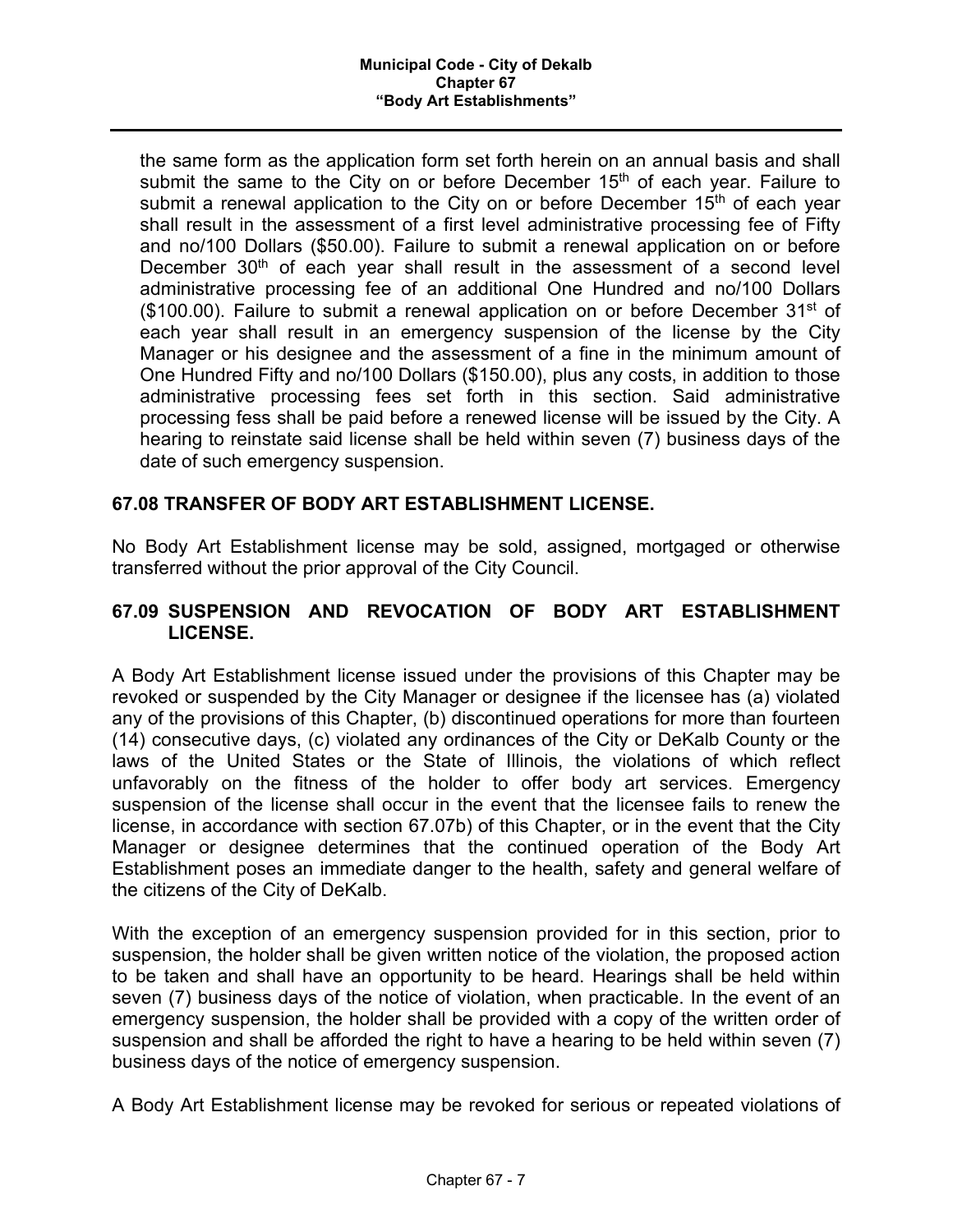the same form as the application form set forth herein on an annual basis and shall submit the same to the City on or before December 15th of each year. Failure to submit a renewal application to the City on or before December 15th of each year shall result in the assessment of a first level administrative processing fee of Fifty and no/100 Dollars ($50.00). Failure to submit a renewal application on or before December 30th of each year shall result in the assessment of a second level administrative processing fee of an additional One Hundred and no/100 Dollars ($100.00). Failure to submit a renewal application on or before December 31st of each year shall result in an emergency suspension of the license by the City Manager or his designee and the assessment of a fine in the minimum amount of One Hundred Fifty and no/100 Dollars ($150.00), plus any costs, in addition to those administrative processing fees set forth in this section. Said administrative processing fess shall be paid before a renewed license will be issued by the City. A hearing to reinstate said license shall be held within seven (7) business days of the date of such emergency suspension.

### 67.08 TRANSFER OF BODY ART ESTABLISHMENT LICENSE.

No Body Art Establishment license may be sold, assigned, mortgaged or otherwise transferred without the prior approval of the City Council.

### 67.09 SUSPENSION AND REVOCATION OF BODY ART ESTABLISHMENT LICENSE.

A Body Art Establishment license issued under the provisions of this Chapter may be revoked or suspended by the City Manager or designee if the licensee has (a) violated any of the provisions of this Chapter, (b) discontinued operations for more than fourteen (14) consecutive days, (c) violated any ordinances of the City or DeKalb County or the laws of the United States or the State of Illinois, the violations of which reflect unfavorably on the fitness of the holder to offer body art services. Emergency suspension of the license shall occur in the event that the licensee fails to renew the license, in accordance with section 67.07b) of this Chapter, or in the event that the City Manager or designee determines that the continued operation of the Body Art Establishment poses an immediate danger to the health, safety and general welfare of the citizens of the City of DeKalb.

With the exception of an emergency suspension provided for in this section, prior to suspension, the holder shall be given written notice of the violation, the proposed action to be taken and shall have an opportunity to be heard. Hearings shall be held within seven (7) business days of the notice of violation, when practicable. In the event of an emergency suspension, the holder shall be provided with a copy of the written order of suspension and shall be afforded the right to have a hearing to be held within seven (7) business days of the notice of emergency suspension.

A Body Art Establishment license may be revoked for serious or repeated violations of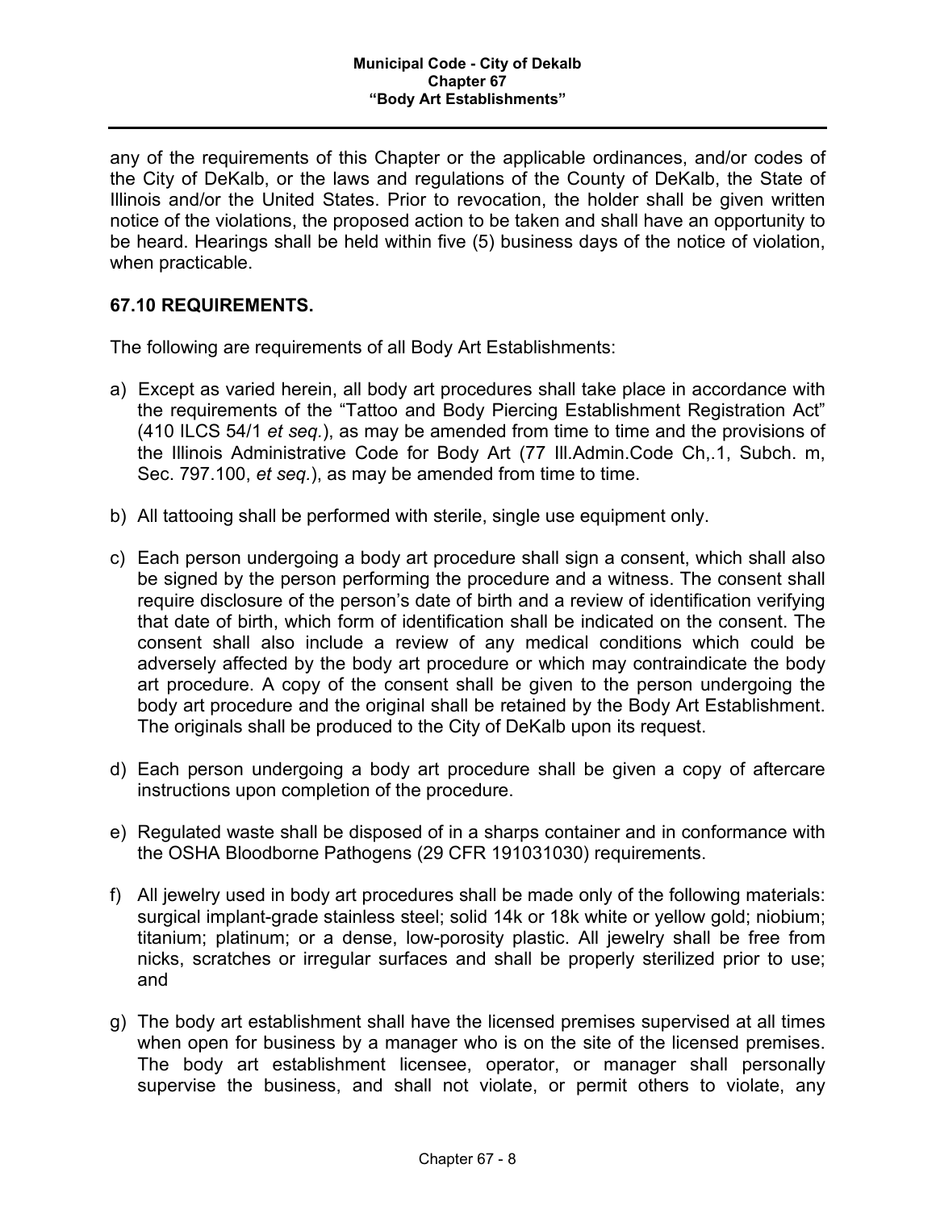any of the requirements of this Chapter or the applicable ordinances, and/or codes of the City of DeKalb, or the laws and regulations of the County of DeKalb, the State of Illinois and/or the United States. Prior to revocation, the holder shall be given written notice of the violations, the proposed action to be taken and shall have an opportunity to be heard. Hearings shall be held within five (5) business days of the notice of violation, when practicable.

### 67.10 REQUIREMENTS.

The following are requirements of all Body Art Establishments:

a) Except as varied herein, all body art procedures shall take place in accordance with the requirements of the "Tattoo and Body Piercing Establishment Registration Act" (410 ILCS 54/1 *et seq.*), as may be amended from time to time and the provisions of the Illinois Administrative Code for Body Art (77 Ill.Admin.Code Ch,.1, Subch. m, Sec. 797.100, *et seq.*), as may be amended from time to time.

b) All tattooing shall be performed with sterile, single use equipment only.

c) Each person undergoing a body art procedure shall sign a consent, which shall also be signed by the person performing the procedure and a witness. The consent shall require disclosure of the person's date of birth and a review of identification verifying that date of birth, which form of identification shall be indicated on the consent. The consent shall also include a review of any medical conditions which could be adversely affected by the body art procedure or which may contraindicate the body art procedure. A copy of the consent shall be given to the person undergoing the body art procedure and the original shall be retained by the Body Art Establishment. The originals shall be produced to the City of DeKalb upon its request.

d) Each person undergoing a body art procedure shall be given a copy of aftercare instructions upon completion of the procedure.

e) Regulated waste shall be disposed of in a sharps container and in conformance with the OSHA Bloodborne Pathogens (29 CFR 191031030) requirements.

f) All jewelry used in body art procedures shall be made only of the following materials: surgical implant-grade stainless steel; solid 14k or 18k white or yellow gold; niobium; titanium; platinum; or a dense, low-porosity plastic. All jewelry shall be free from nicks, scratches or irregular surfaces and shall be properly sterilized prior to use; and

g) The body art establishment shall have the licensed premises supervised at all times when open for business by a manager who is on the site of the licensed premises. The body art establishment licensee, operator, or manager shall personally supervise the business, and shall not violate, or permit others to violate, any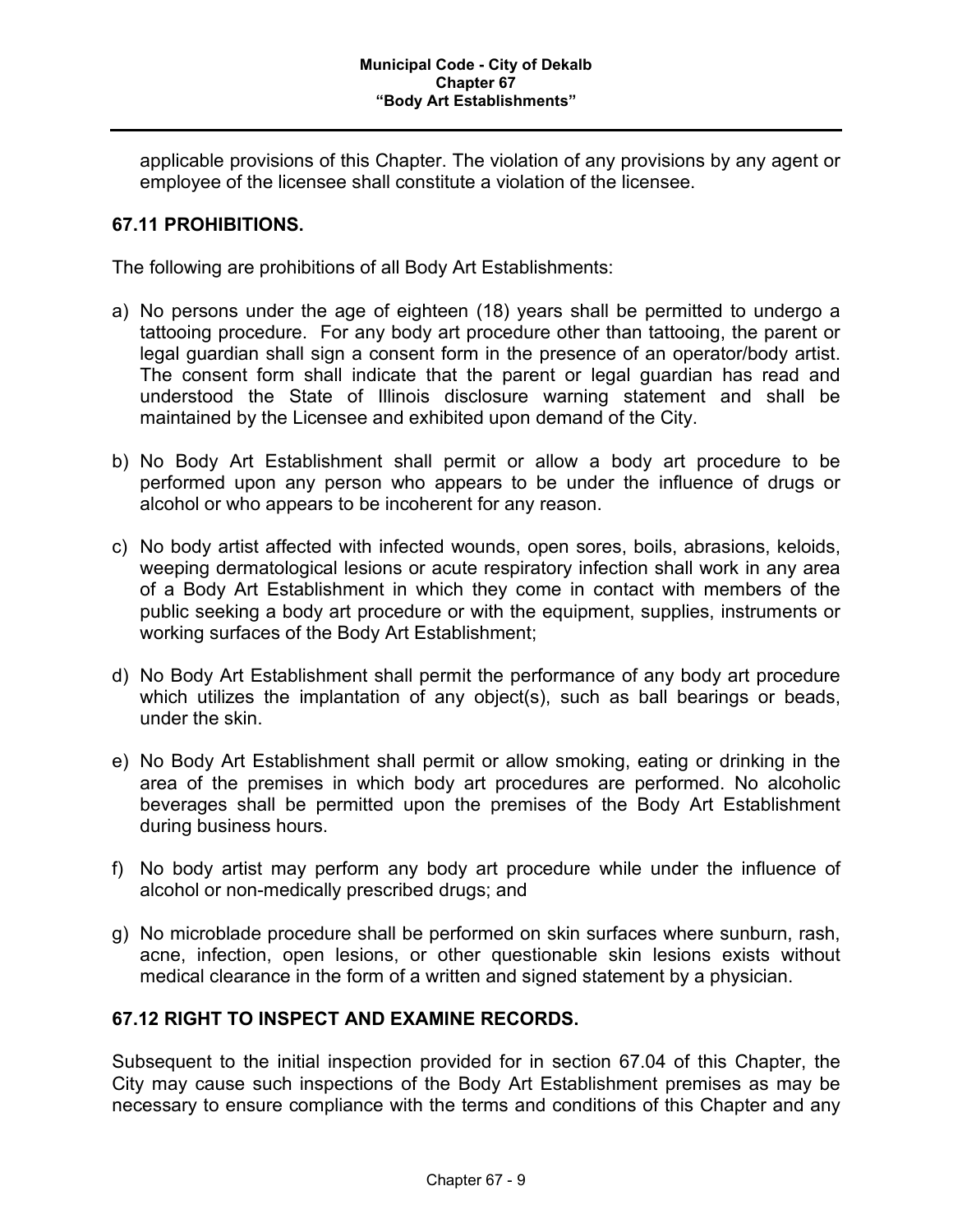applicable provisions of this Chapter. The violation of any provisions by any agent or employee of the licensee shall constitute a violation of the licensee.

## 67.11 PROHIBITIONS.

The following are prohibitions of all Body Art Establishments:

a) No persons under the age of eighteen (18) years shall be permitted to undergo a tattooing procedure. For any body art procedure other than tattooing, the parent or legal guardian shall sign a consent form in the presence of an operator/body artist. The consent form shall indicate that the parent or legal guardian has read and understood the State of Illinois disclosure warning statement and shall be maintained by the Licensee and exhibited upon demand of the City.

b) No Body Art Establishment shall permit or allow a body art procedure to be performed upon any person who appears to be under the influence of drugs or alcohol or who appears to be incoherent for any reason.

c) No body artist affected with infected wounds, open sores, boils, abrasions, keloids, weeping dermatological lesions or acute respiratory infection shall work in any area of a Body Art Establishment in which they come in contact with members of the public seeking a body art procedure or with the equipment, supplies, instruments or working surfaces of the Body Art Establishment;

d) No Body Art Establishment shall permit the performance of any body art procedure which utilizes the implantation of any object(s), such as ball bearings or beads, under the skin.

e) No Body Art Establishment shall permit or allow smoking, eating or drinking in the area of the premises in which body art procedures are performed. No alcoholic beverages shall be permitted upon the premises of the Body Art Establishment during business hours.

f) No body artist may perform any body art procedure while under the influence of alcohol or non-medically prescribed drugs; and

g) No microblade procedure shall be performed on skin surfaces where sunburn, rash, acne, infection, open lesions, or other questionable skin lesions exists without medical clearance in the form of a written and signed statement by a physician.

## 67.12 RIGHT TO INSPECT AND EXAMINE RECORDS.

Subsequent to the initial inspection provided for in section 67.04 of this Chapter, the City may cause such inspections of the Body Art Establishment premises as may be necessary to ensure compliance with the terms and conditions of this Chapter and any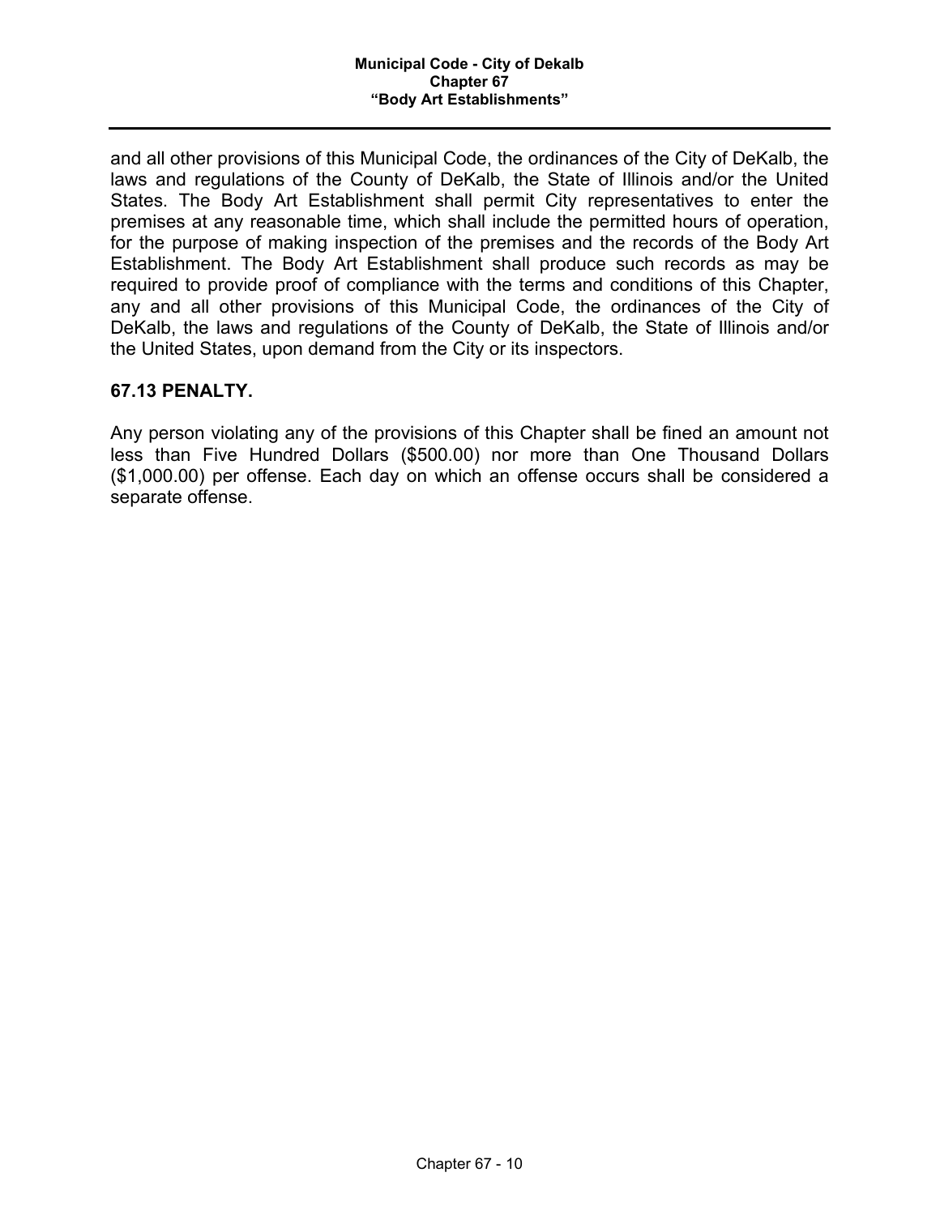and all other provisions of this Municipal Code, the ordinances of the City of DeKalb, the laws and regulations of the County of DeKalb, the State of Illinois and/or the United States. The Body Art Establishment shall permit City representatives to enter the premises at any reasonable time, which shall include the permitted hours of operation, for the purpose of making inspection of the premises and the records of the Body Art Establishment. The Body Art Establishment shall produce such records as may be required to provide proof of compliance with the terms and conditions of this Chapter, any and all other provisions of this Municipal Code, the ordinances of the City of DeKalb, the laws and regulations of the County of DeKalb, the State of Illinois and/or the United States, upon demand from the City or its inspectors.

## 67.13 PENALTY.

Any person violating any of the provisions of this Chapter shall be fined an amount not less than Five Hundred Dollars ($500.00) nor more than One Thousand Dollars ($1,000.00) per offense. Each day on which an offense occurs shall be considered a separate offense.